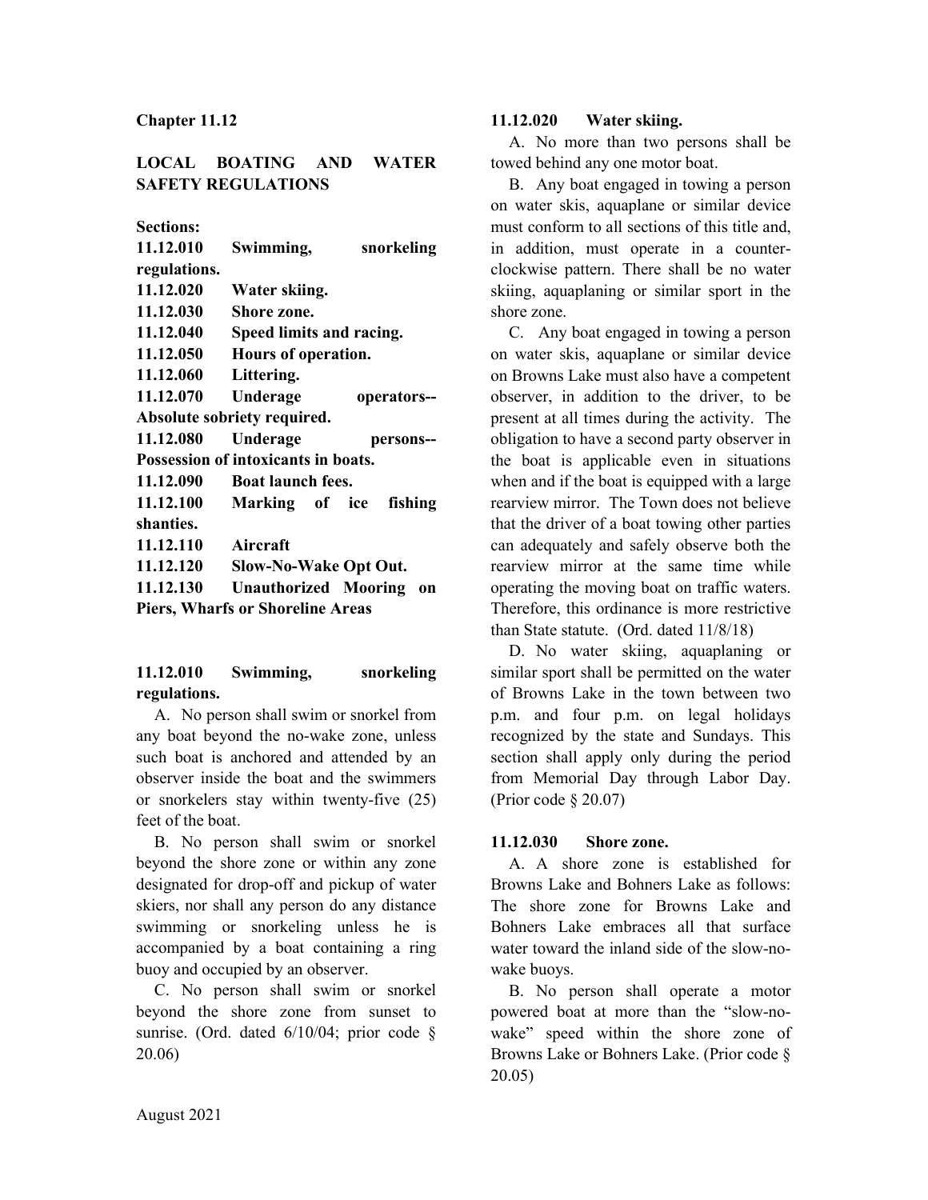# Chapter 11.12

## LOCAL BOATING AND WATER SAFETY REGULATIONS

**Sections:**

**11.12.010 Swimming, snorkeling regulations.**
**11.12.020 Water skiing.**
**11.12.030 Shore zone.**
**11.12.040 Speed limits and racing.**
**11.12.050 Hours of operation.**
**11.12.060 Littering.**
**11.12.070 Underage operators--Absolute sobriety required.**
**11.12.080 Underage persons--Possession of intoxicants in boats.**
**11.12.090 Boat launch fees.**
**11.12.100 Marking of ice fishing shanties.**
**11.12.110 Aircraft**
**11.12.120 Slow-No-Wake Opt Out.**
**11.12.130 Unauthorized Mooring on Piers, Wharfs or Shoreline Areas**

### 11.12.010 Swimming, snorkeling regulations.

A. No person shall swim or snorkel from any boat beyond the no-wake zone, unless such boat is anchored and attended by an observer inside the boat and the swimmers or snorkelers stay within twenty-five (25) feet of the boat.

B. No person shall swim or snorkel beyond the shore zone or within any zone designated for drop-off and pickup of water skiers, nor shall any person do any distance swimming or snorkeling unless he is accompanied by a boat containing a ring buoy and occupied by an observer.

C. No person shall swim or snorkel beyond the shore zone from sunset to sunrise. (Ord. dated 6/10/04; prior code § 20.06)

### 11.12.020 Water skiing.

A. No more than two persons shall be towed behind any one motor boat.

B. Any boat engaged in towing a person on water skis, aquaplane or similar device must conform to all sections of this title and, in addition, must operate in a counter-clockwise pattern. There shall be no water skiing, aquaplaning or similar sport in the shore zone.

C. Any boat engaged in towing a person on water skis, aquaplane or similar device on Browns Lake must also have a competent observer, in addition to the driver, to be present at all times during the activity. The obligation to have a second party observer in the boat is applicable even in situations when and if the boat is equipped with a large rearview mirror. The Town does not believe that the driver of a boat towing other parties can adequately and safely observe both the rearview mirror at the same time while operating the moving boat on traffic waters. Therefore, this ordinance is more restrictive than State statute. (Ord. dated 11/8/18)

D. No water skiing, aquaplaning or similar sport shall be permitted on the water of Browns Lake in the town between two p.m. and four p.m. on legal holidays recognized by the state and Sundays. This section shall apply only during the period from Memorial Day through Labor Day. (Prior code § 20.07)

### 11.12.030 Shore zone.

A. A shore zone is established for Browns Lake and Bohners Lake as follows: The shore zone for Browns Lake and Bohners Lake embraces all that surface water toward the inland side of the slow-no-wake buoys.

B. No person shall operate a motor powered boat at more than the "slow-no-wake" speed within the shore zone of Browns Lake or Bohners Lake. (Prior code § 20.05)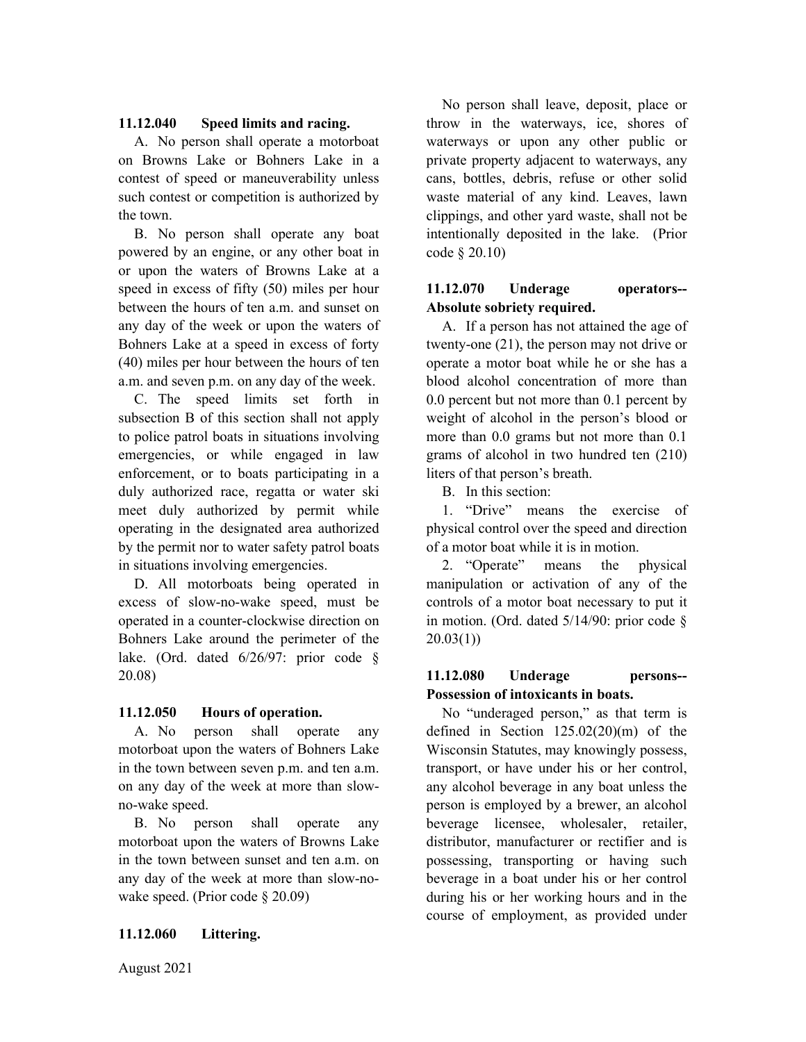**11.12.040 Speed limits and racing.**

A. No person shall operate a motorboat on Browns Lake or Bohners Lake in a contest of speed or maneuverability unless such contest or competition is authorized by the town.

B. No person shall operate any boat powered by an engine, or any other boat in or upon the waters of Browns Lake at a speed in excess of fifty (50) miles per hour between the hours of ten a.m. and sunset on any day of the week or upon the waters of Bohners Lake at a speed in excess of forty (40) miles per hour between the hours of ten a.m. and seven p.m. on any day of the week.

C. The speed limits set forth in subsection B of this section shall not apply to police patrol boats in situations involving emergencies, or while engaged in law enforcement, or to boats participating in a duly authorized race, regatta or water ski meet duly authorized by permit while operating in the designated area authorized by the permit nor to water safety patrol boats in situations involving emergencies.

D. All motorboats being operated in excess of slow-no-wake speed, must be operated in a counter-clockwise direction on Bohners Lake around the perimeter of the lake. (Ord. dated 6/26/97: prior code § 20.08)

**11.12.050 Hours of operation.**

A. No person shall operate any motorboat upon the waters of Bohners Lake in the town between seven p.m. and ten a.m. on any day of the week at more than slow-no-wake speed.

B. No person shall operate any motorboat upon the waters of Browns Lake in the town between sunset and ten a.m. on any day of the week at more than slow-no-wake speed. (Prior code § 20.09)

**11.12.060 Littering.**

No person shall leave, deposit, place or throw in the waterways, ice, shores of waterways or upon any other public or private property adjacent to waterways, any cans, bottles, debris, refuse or other solid waste material of any kind. Leaves, lawn clippings, and other yard waste, shall not be intentionally deposited in the lake. (Prior code § 20.10)

**11.12.070 Underage operators--Absolute sobriety required.**

A. If a person has not attained the age of twenty-one (21), the person may not drive or operate a motor boat while he or she has a blood alcohol concentration of more than 0.0 percent but not more than 0.1 percent by weight of alcohol in the person's blood or more than 0.0 grams but not more than 0.1 grams of alcohol in two hundred ten (210) liters of that person's breath.

B. In this section:

1. "Drive" means the exercise of physical control over the speed and direction of a motor boat while it is in motion.

2. "Operate" means the physical manipulation or activation of any of the controls of a motor boat necessary to put it in motion. (Ord. dated 5/14/90: prior code § 20.03(1))

**11.12.080 Underage persons--Possession of intoxicants in boats.**

No "underaged person," as that term is defined in Section 125.02(20)(m) of the Wisconsin Statutes, may knowingly possess, transport, or have under his or her control, any alcohol beverage in any boat unless the person is employed by a brewer, an alcohol beverage licensee, wholesaler, retailer, distributor, manufacturer or rectifier and is possessing, transporting or having such beverage in a boat under his or her control during his or her working hours and in the course of employment, as provided under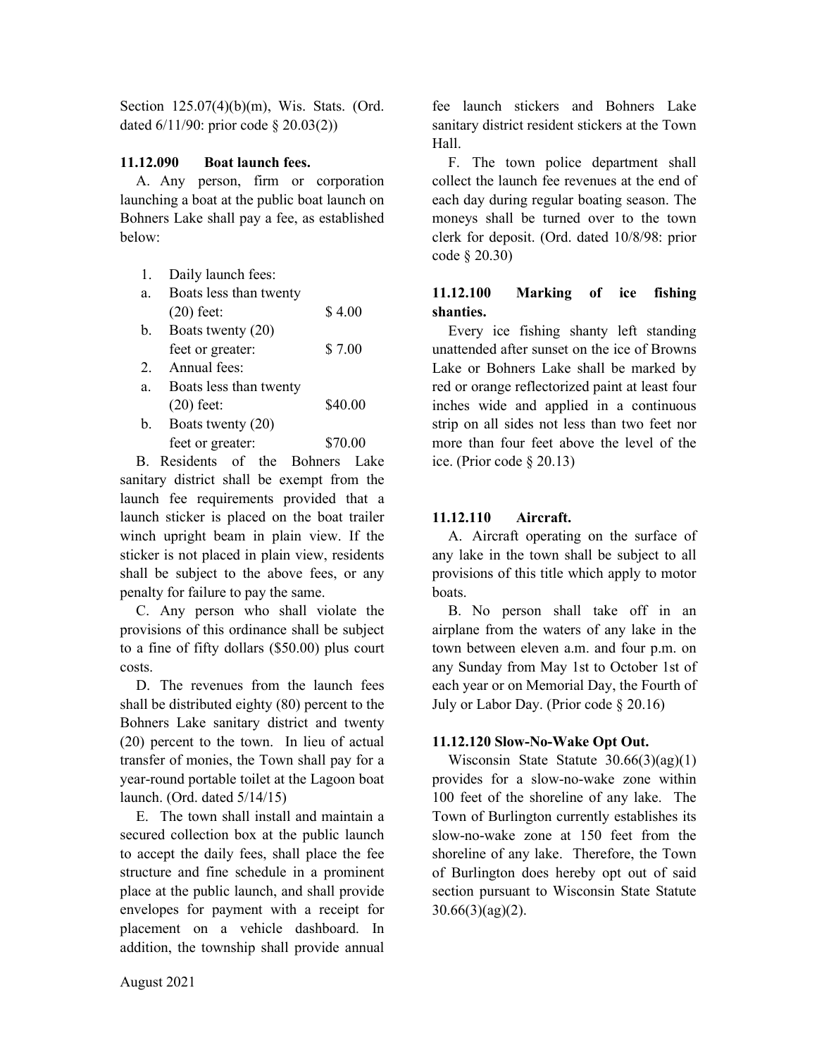Section 125.07(4)(b)(m), Wis. Stats. (Ord. dated 6/11/90: prior code § 20.03(2))

### 11.12.090 Boat launch fees.

A. Any person, firm or corporation launching a boat at the public boat launch on Bohners Lake shall pay a fee, as established below:

1. Daily launch fees:
   a. Boats less than twenty (20) feet: $ 4.00
   b. Boats twenty (20) feet or greater: $ 7.00
2. Annual fees:
   a. Boats less than twenty (20) feet: $40.00
   b. Boats twenty (20) feet or greater: $70.00

B. Residents of the Bohners Lake sanitary district shall be exempt from the launch fee requirements provided that a launch sticker is placed on the boat trailer winch upright beam in plain view. If the sticker is not placed in plain view, residents shall be subject to the above fees, or any penalty for failure to pay the same.

C. Any person who shall violate the provisions of this ordinance shall be subject to a fine of fifty dollars ($50.00) plus court costs.

D. The revenues from the launch fees shall be distributed eighty (80) percent to the Bohners Lake sanitary district and twenty (20) percent to the town. In lieu of actual transfer of monies, the Town shall pay for a year-round portable toilet at the Lagoon boat launch. (Ord. dated 5/14/15)

E. The town shall install and maintain a secured collection box at the public launch to accept the daily fees, shall place the fee structure and fine schedule in a prominent place at the public launch, and shall provide envelopes for payment with a receipt for placement on a vehicle dashboard. In addition, the township shall provide annual fee launch stickers and Bohners Lake sanitary district resident stickers at the Town Hall.

F. The town police department shall collect the launch fee revenues at the end of each day during regular boating season. The moneys shall be turned over to the town clerk for deposit. (Ord. dated 10/8/98: prior code § 20.30)

### 11.12.100 Marking of ice fishing shanties.

Every ice fishing shanty left standing unattended after sunset on the ice of Browns Lake or Bohners Lake shall be marked by red or orange reflectorized paint at least four inches wide and applied in a continuous strip on all sides not less than two feet nor more than four feet above the level of the ice. (Prior code § 20.13)

### 11.12.110 Aircraft.

A. Aircraft operating on the surface of any lake in the town shall be subject to all provisions of this title which apply to motor boats.

B. No person shall take off in an airplane from the waters of any lake in the town between eleven a.m. and four p.m. on any Sunday from May 1st to October 1st of each year or on Memorial Day, the Fourth of July or Labor Day. (Prior code § 20.16)

### 11.12.120 Slow-No-Wake Opt Out.

Wisconsin State Statute 30.66(3)(ag)(1) provides for a slow-no-wake zone within 100 feet of the shoreline of any lake. The Town of Burlington currently establishes its slow-no-wake zone at 150 feet from the shoreline of any lake. Therefore, the Town of Burlington does hereby opt out of said section pursuant to Wisconsin State Statute 30.66(3)(ag)(2).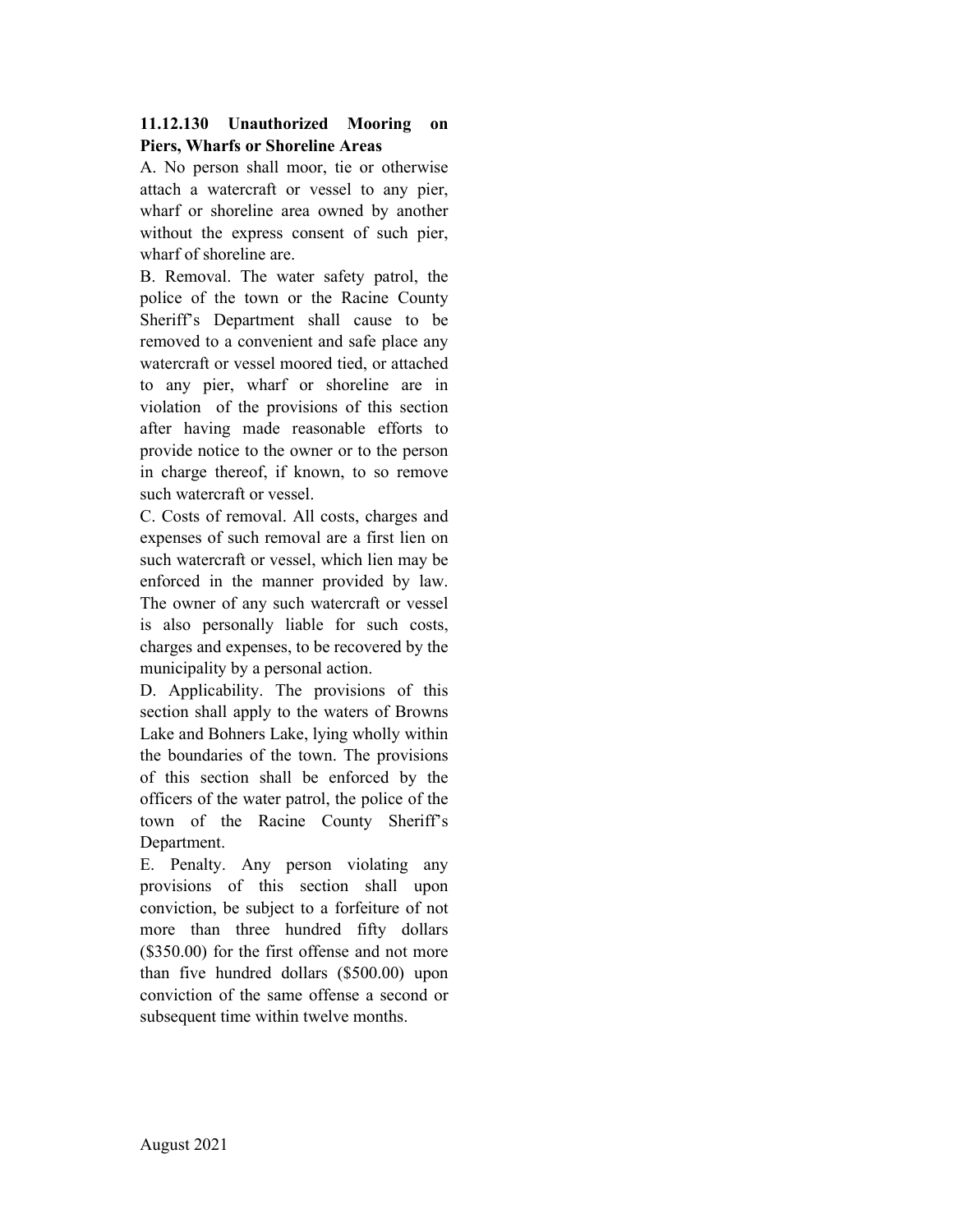**11.12.130 Unauthorized Mooring on Piers, Wharfs or Shoreline Areas**

A. No person shall moor, tie or otherwise attach a watercraft or vessel to any pier, wharf or shoreline area owned by another without the express consent of such pier, wharf of shoreline are.

B. Removal. The water safety patrol, the police of the town or the Racine County Sheriff's Department shall cause to be removed to a convenient and safe place any watercraft or vessel moored tied, or attached to any pier, wharf or shoreline are in violation of the provisions of this section after having made reasonable efforts to provide notice to the owner or to the person in charge thereof, if known, to so remove such watercraft or vessel.

C. Costs of removal. All costs, charges and expenses of such removal are a first lien on such watercraft or vessel, which lien may be enforced in the manner provided by law. The owner of any such watercraft or vessel is also personally liable for such costs, charges and expenses, to be recovered by the municipality by a personal action.

D. Applicability. The provisions of this section shall apply to the waters of Browns Lake and Bohners Lake, lying wholly within the boundaries of the town. The provisions of this section shall be enforced by the officers of the water patrol, the police of the town of the Racine County Sheriff's Department.

E. Penalty. Any person violating any provisions of this section shall upon conviction, be subject to a forfeiture of not more than three hundred fifty dollars ($350.00) for the first offense and not more than five hundred dollars ($500.00) upon conviction of the same offense a second or subsequent time within twelve months.

August 2021